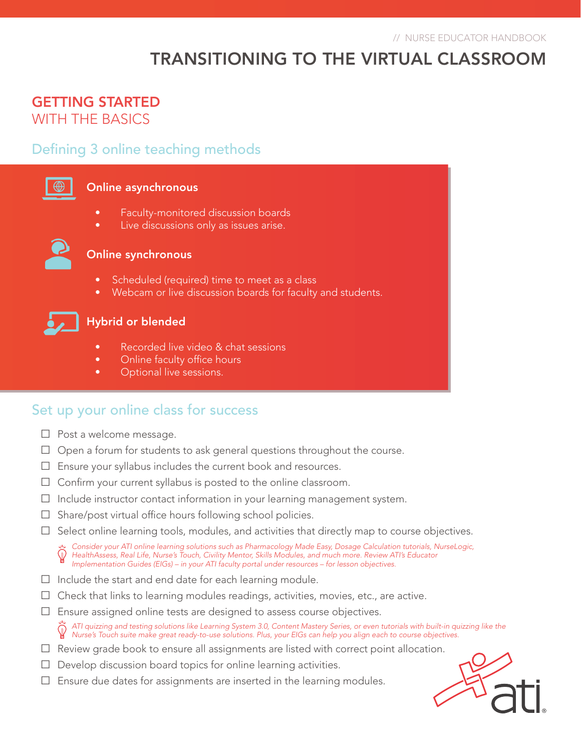// NURSE EDUCATOR HANDBOOK

# TRANSITIONING TO THE VIRTUAL CLASSROOM

## GETTING STARTED WITH THE BASICS

### Defining 3 online teaching methods

**Online asynchronous**

- Faculty-monitored discussion boards
- Live discussions only as issues arise.

**Online synchronous**

- Scheduled (required) time to meet as a class
- Webcam or live discussion boards for faculty and students.

**Hybrid or blended**

- Recorded live video & chat sessions
- Online faculty office hours
- Optional live sessions.

### Set up your online class for success

- ☐ Post a welcome message.
- ☐ Open a forum for students to ask general questions throughout the course.
- ☐ Ensure your syllabus includes the current book and resources.
- ☐ Confirm your current syllabus is posted to the online classroom.
- ☐ Include instructor contact information in your learning management system.
- ☐ Share/post virtual office hours following school policies.
- ☐ Select online learning tools, modules, and activities that directly map to course objectives.

  *Consider your ATI online learning solutions such as Pharmacology Made Easy, Dosage Calculation tutorials, NurseLogic, HealthAssess, Real Life, Nurse's Touch, Civility Mentor, Skills Modules, and much more. Review ATI's Educator Implementation Guides (EIGs) – in your ATI faculty portal under resources – for lesson objectives.*

- ☐ Include the start and end date for each learning module.
- ☐ Check that links to learning modules readings, activities, movies, etc., are active.
- ☐ Ensure assigned online tests are designed to assess course objectives.

  *ATI quizzing and testing solutions like Learning System 3.0, Content Mastery Series, or even tutorials with built-in quizzing like the Nurse's Touch suite make great ready-to-use solutions. Plus, your EIGs can help you align each to course objectives.*

- ☐ Review grade book to ensure all assignments are listed with correct point allocation.
- ☐ Develop discussion board topics for online learning activities.
- ☐ Ensure due dates for assignments are inserted in the learning modules.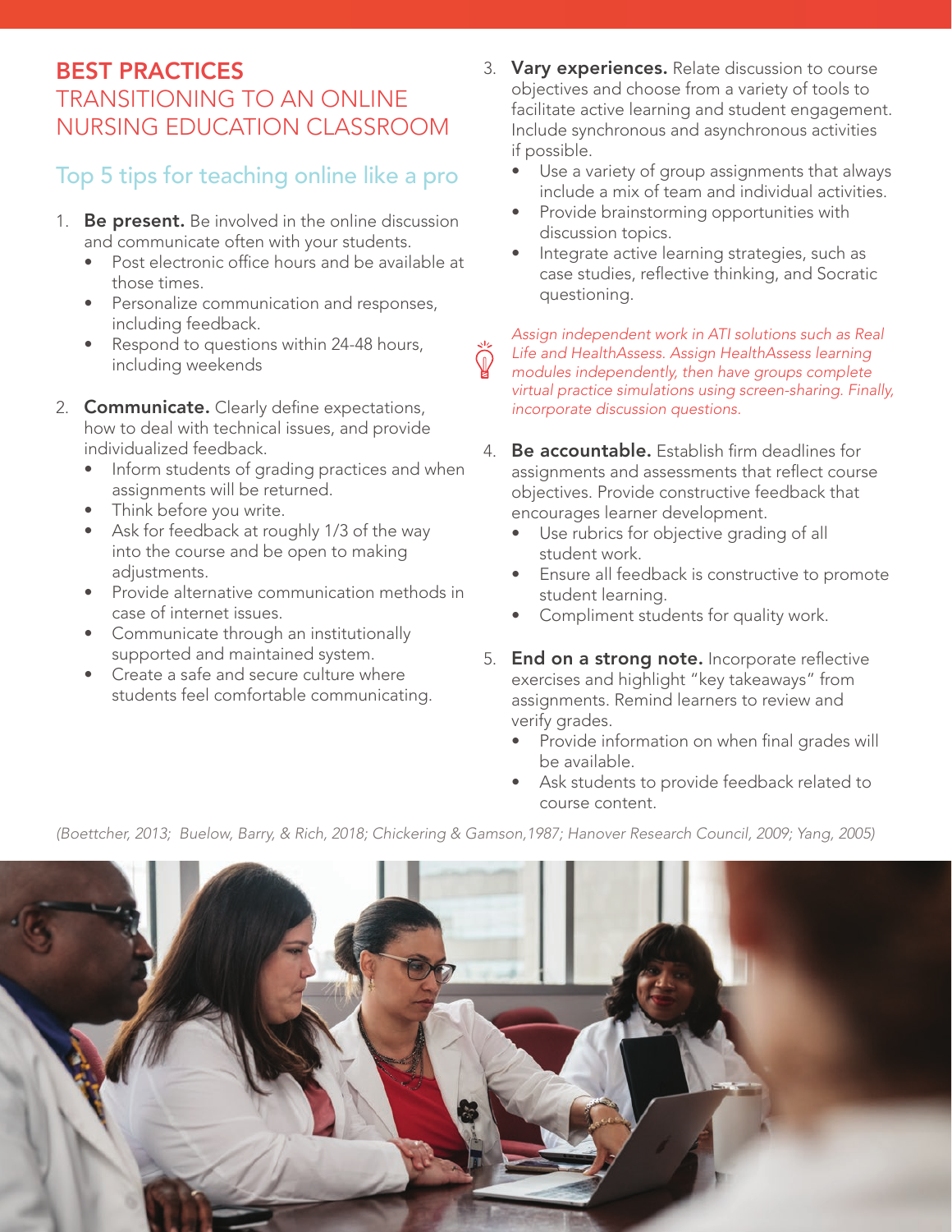# BEST PRACTICES
## TRANSITIONING TO AN ONLINE NURSING EDUCATION CLASSROOM

### Top 5 tips for teaching online like a pro

1. **Be present.** Be involved in the online discussion and communicate often with your students.
   - Post electronic office hours and be available at those times.
   - Personalize communication and responses, including feedback.
   - Respond to questions within 24-48 hours, including weekends

2. **Communicate.** Clearly define expectations, how to deal with technical issues, and provide individualized feedback.
   - Inform students of grading practices and when assignments will be returned.
   - Think before you write.
   - Ask for feedback at roughly 1/3 of the way into the course and be open to making adjustments.
   - Provide alternative communication methods in case of internet issues.
   - Communicate through an institutionally supported and maintained system.
   - Create a safe and secure culture where students feel comfortable communicating.

3. **Vary experiences.** Relate discussion to course objectives and choose from a variety of tools to facilitate active learning and student engagement. Include synchronous and asynchronous activities if possible.
   - Use a variety of group assignments that always include a mix of team and individual activities.
   - Provide brainstorming opportunities with discussion topics.
   - Integrate active learning strategies, such as case studies, reflective thinking, and Socratic questioning.

*Assign independent work in ATI solutions such as Real Life and HealthAssess. Assign HealthAssess learning modules independently, then have groups complete virtual practice simulations using screen-sharing. Finally, incorporate discussion questions.*

4. **Be accountable.** Establish firm deadlines for assignments and assessments that reflect course objectives. Provide constructive feedback that encourages learner development.
   - Use rubrics for objective grading of all student work.
   - Ensure all feedback is constructive to promote student learning.
   - Compliment students for quality work.

5. **End on a strong note.** Incorporate reflective exercises and highlight "key takeaways" from assignments. Remind learners to review and verify grades.
   - Provide information on when final grades will be available.
   - Ask students to provide feedback related to course content.

*(Boettcher, 2013; Buelow, Barry, & Rich, 2018; Chickering & Gamson,1987; Hanover Research Council, 2009; Yang, 2005)*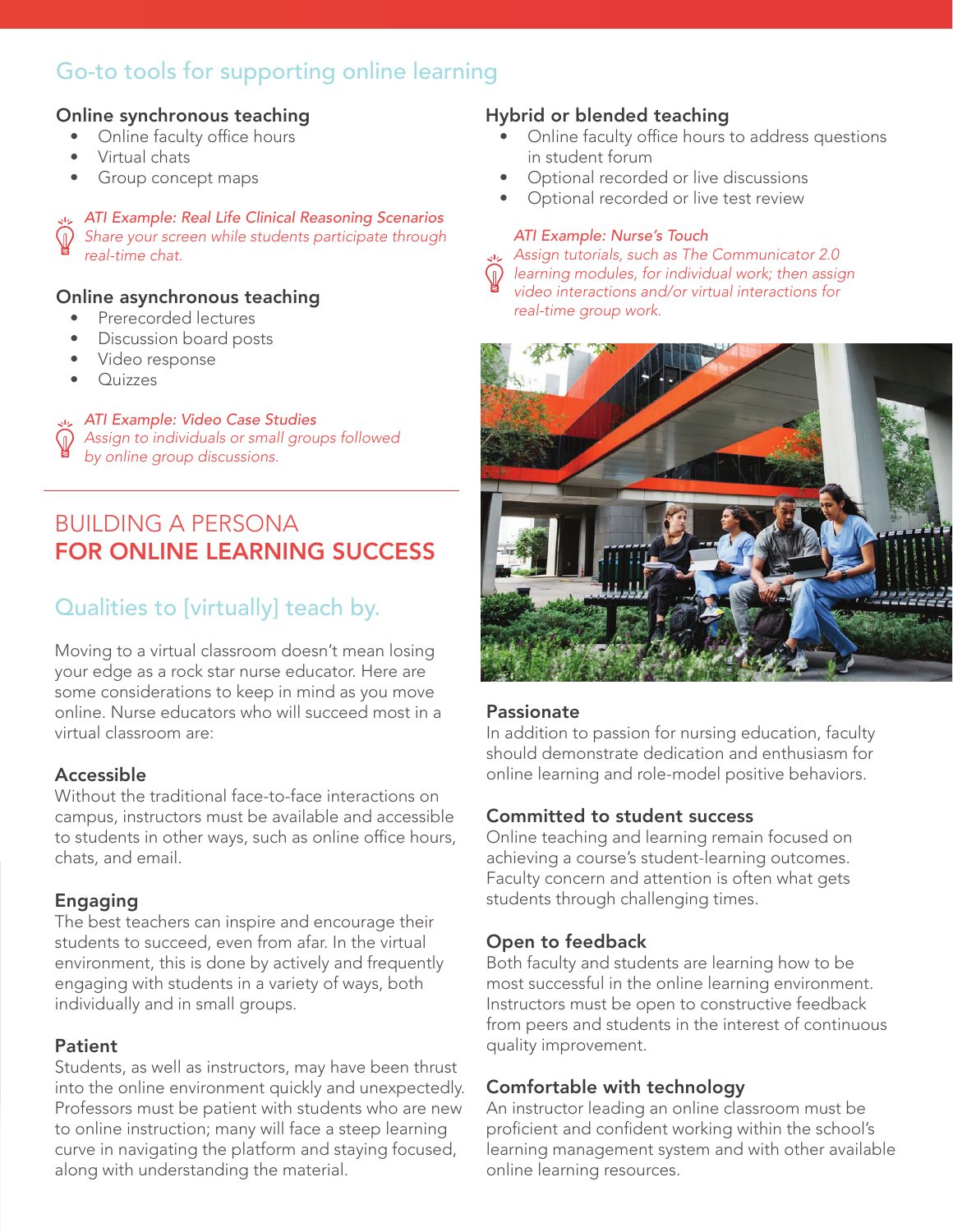## Go-to tools for supporting online learning

### Online synchronous teaching

- Online faculty office hours
- Virtual chats
- Group concept maps

*ATI Example: Real Life Clinical Reasoning Scenarios*
*Share your screen while students participate through real-time chat.*

### Online asynchronous teaching

- Prerecorded lectures
- Discussion board posts
- Video response
- Quizzes

*ATI Example: Video Case Studies*
*Assign to individuals or small groups followed by online group discussions.*

### Hybrid or blended teaching

- Online faculty office hours to address questions in student forum
- Optional recorded or live discussions
- Optional recorded or live test review

*ATI Example: Nurse's Touch*
*Assign tutorials, such as The Communicator 2.0 learning modules, for individual work; then assign video interactions and/or virtual interactions for real-time group work.*

# BUILDING A PERSONA **FOR ONLINE LEARNING SUCCESS**

## Qualities to [virtually] teach by.

Moving to a virtual classroom doesn't mean losing your edge as a rock star nurse educator. Here are some considerations to keep in mind as you move online. Nurse educators who will succeed most in a virtual classroom are:

### Accessible

Without the traditional face-to-face interactions on campus, instructors must be available and accessible to students in other ways, such as online office hours, chats, and email.

### Engaging

The best teachers can inspire and encourage their students to succeed, even from afar. In the virtual environment, this is done by actively and frequently engaging with students in a variety of ways, both individually and in small groups.

### Patient

Students, as well as instructors, may have been thrust into the online environment quickly and unexpectedly. Professors must be patient with students who are new to online instruction; many will face a steep learning curve in navigating the platform and staying focused, along with understanding the material.

### Passionate

In addition to passion for nursing education, faculty should demonstrate dedication and enthusiasm for online learning and role-model positive behaviors.

### Committed to student success

Online teaching and learning remain focused on achieving a course's student-learning outcomes. Faculty concern and attention is often what gets students through challenging times.

### Open to feedback

Both faculty and students are learning how to be most successful in the online learning environment. Instructors must be open to constructive feedback from peers and students in the interest of continuous quality improvement.

### Comfortable with technology

An instructor leading an online classroom must be proficient and confident working within the school's learning management system and with other available online learning resources.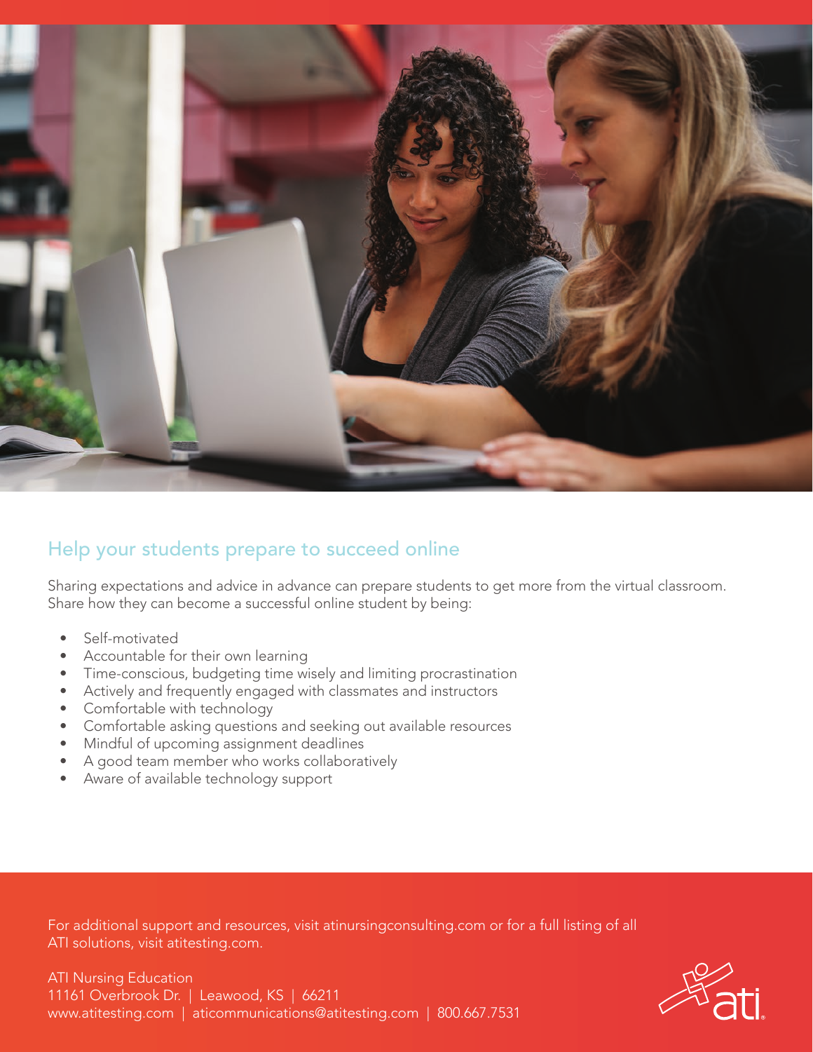## Help your students prepare to succeed online

Sharing expectations and advice in advance can prepare students to get more from the virtual classroom. Share how they can become a successful online student by being:

- Self-motivated
- Accountable for their own learning
- Time-conscious, budgeting time wisely and limiting procrastination
- Actively and frequently engaged with classmates and instructors
- Comfortable with technology
- Comfortable asking questions and seeking out available resources
- Mindful of upcoming assignment deadlines
- A good team member who works collaboratively
- Aware of available technology support

For additional support and resources, visit atinursingconsulting.com or for a full listing of all ATI solutions, visit atitesting.com.

ATI Nursing Education
11161 Overbrook Dr. | Leawood, KS | 66211
www.atitesting.com | aticommunications@atitesting.com | 800.667.7531